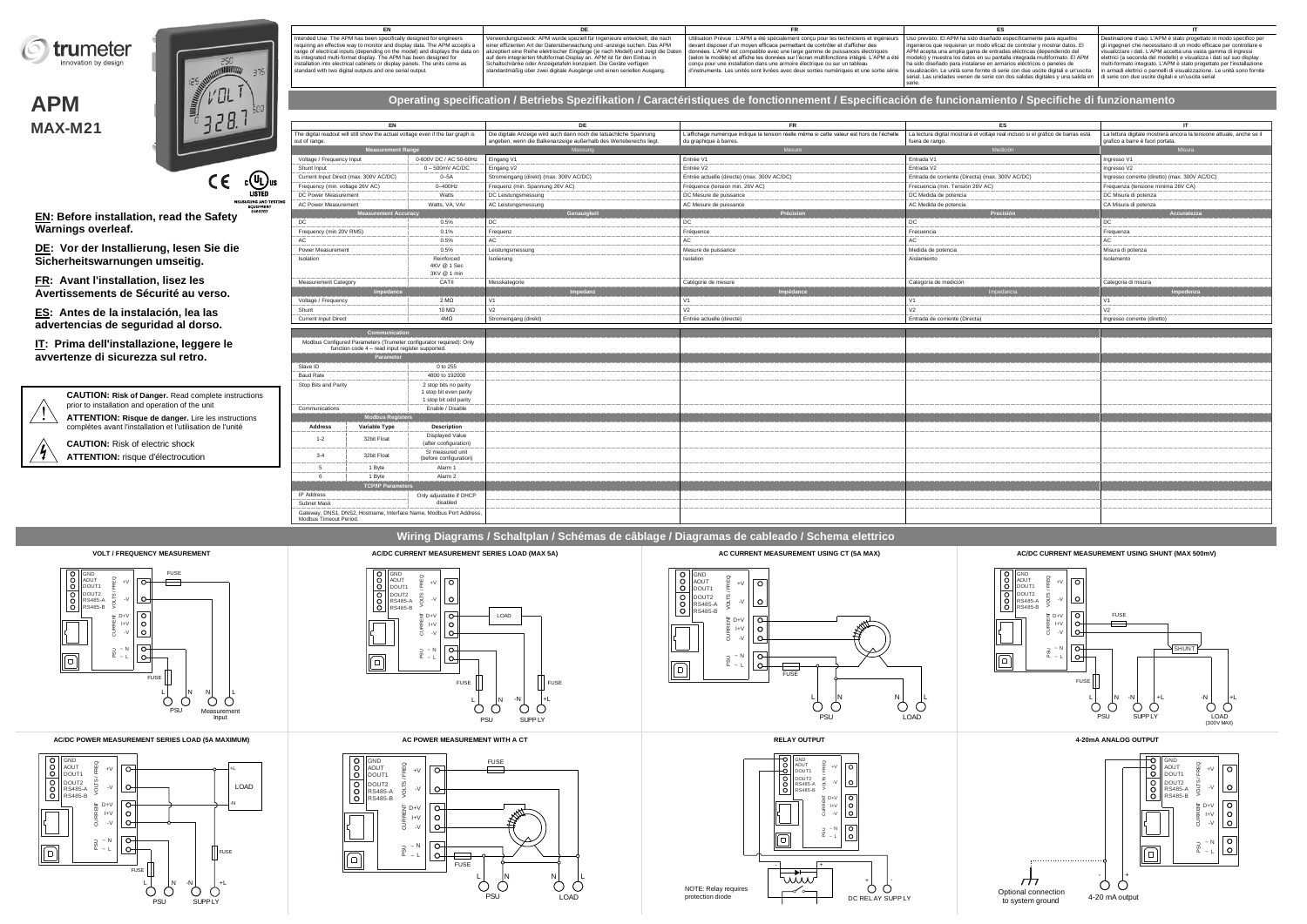# trumeter
innovation by design

# APM
## MAX-M21

**EN: Before installation, read the Safety Warnings overleaf.**

**DE: Vor der Installierung, lesen Sie die Sicherheitswarnungen umseitig.**

**FR: Avant l'installation, lisez les Avertissements de Sécurité au verso.**

**ES: Antes de la instalación, lea las advertencias de seguridad al dorso.**

**IT: Prima dell'installazione, leggere le avvertenze di sicurezza sul retro.**

**CAUTION: Risk of Danger.** Read complete instructions prior to installation and operation of the unit

**ATTENTION: Risque de danger.** Lire les instructions complètes avant l'installation et l'utilisation de l'unité

**CAUTION:** Risk of electric shock

**ATTENTION:** risque d'électrocution

| EN | DE | FR | ES | IT |
|---|---|---|---|---|
| Intended Use: The APM has been specifically designed for engineers requiring an effective way to monitor and display data. The APM accepts a range of electrical inputs (depending on the model) and displays the data on its integrated multi-format display. The APM has been designed for installation into electrical cabinets or display panels. The units come as standard with two digital outputs and one serial output. | Verwendungszweck: APM wurde speziell für Ingenieure entwickelt, die nach einer effizienten Art der Datenüberwachung und -anzeige suchen. Das APM akzeptiert eine Reihe elektrischer Eingänge (je nach Modell) und zeigt die Daten auf dem integrierten Multiformat-Display an. APM ist für den Einbau in Schaltschränke oder Anzeigetafeln konzipiert. Die Geräte verfügen standardmäßig über zwei digitale Ausgänge und einen seriellen Ausgang. | Utilisation Prévue : L'APM a été spécialement conçu pour les techniciens et ingénieurs devant disposer d'un moyen efficace permettant de contrôler et d'afficher des données. L'APM est compatible avec une large gamme de entrées électriques (selon le modèle) et affiche les données sur l'écran multiformats intégré. L'APM a été conçu pour une installation dans une armoire électrique ou sur un tableau d'instruments. Les unités sont livrées avec deux sorties numériques et une sortie série. | Uso previsto: El APM ha sido diseñado específicamente para aquellos ingenieros que requieran un modo eficaz de controlar y mostrar datos. El APM acepta una amplia gama de entradas eléctricas (dependiendo del modelo) y muestra los datos en su pantalla integrada multiformato. El APM ha sido diseñado para instalarse en armarios eléctricos o paneles de visualización. Las unidades vienen de serie con dos salidas digitales y una salida en serie. | Destinazione d'uso: L'APM è stato progettato in modo specifico per gli ingegneri che necessitano di un modo efficace per controllare e visualizzare i dati. L'APM accetta una vasta gamma di ingressi elettrici (a seconda del modello) e visualizza i dati sul suo display multi-formato integrato. L'APM è stato progettato per l'installazione in armadi elettrici o pannelli di visualizzazione. Le unità sono fornite di serie con due uscite digitali e un'uscita seriale |

## Operating specification / Betriebs Spezifikation / Caractéristiques de fonctionnement / Especificación de funcionamiento / Specifiche di funzionamento

| EN | | DE | FR | ES | IT |
|---|---|---|---|---|---|
| The digital readout will still show the actual voltage even if the bar graph is out of range. | | Die digitale Anzeige wird auch dann noch die tatsächliche Spannung angeben, wenn die Balkenanzeige außerhalb des Wertebereichs liegt. | L'affichage numérique indique la tension réelle même si cette valeur est hors de l'échelle du graphique à barres. | La lectura digital mostrará el voltaje real incluso si el gráfico de barras está fuera de rango. | La lettura digitale mostrerà ancora la tensione attuale, anche se il grafico a barre è fuori portata. |
| **Measurement Range** | | **Messung** | **Mesure** | **Medición** | **Misura** |
| Voltage / Frequency Input | 0-600V DC / AC 50-60Hz | Eingang V1 | Entrée V1 | Entrada V1 | Ingresso V1 |
| Shunt Input | 0 – 500mV AC/DC | Eingang V2 | Entrée V2 | Entrada V2 | Ingresso V2 |
| Current Input Direct (max. 300V AC/DC) | 0–5A | Stromeingang (direkt) (max. 300V AC/DC) | Entrée actuelle (directe) (max. 300V AC/DC) | Entrada de corriente (Directa) (max. 300V AC/DC) | Ingresso corrente (diretto) (max. 300V AC/DC) |
| Frequency (min. voltage 26V AC) | 0–400Hz | Frequenz (min. Spannung 26V AC) | Fréquence (tension min. 26V AC) | Frecuencia (min. Tensión 26V AC) | Frequenza (tensione minima 26V CA) |
| DC Power Measurement | Watts | DC Leistungsmessung | DC Mesure de puissance | DC Medida de potencia | DC Misura di potenza |
| AC Power Measurement | Watts, VA, VAr | AC Leistungsmessung | AC Mesure de puissance | AC Medida de potencia | CA Misura di potenza |
| **Measurement Accuracy** | | **Genauigkeit** | **Précision** | **Precisión** | **Accuratezza** |
| DC | 0.5% | DC | DC | DC | DC |
| Frequency (min 20V RMS) | 0.1% | Frequenz | Fréquence | Frecuencia | Frequenza |
| AC | 0.5% | AC | AC | AC | AC |
| Power Measurement | 0.5% | Leistungsmessung | Mesure de puissance | Medida de potencia | Misura di potenza |
| Isolation | Reinforced 4KV @ 1 Sec 3KV @ 1 min | Isolierung | Isolation | Aislamiento | Isolamento |
| Measurement Category | CATII | Messkategorie | Catégorie de mesure | Categoría de medición | Categoria di misura |
| **Impedance** | | **Impedanz** | **Impédance** | **Impedancia** | **Impedenza** |
| Voltage / Frequency | 2 MΩ | V1 | V1 | V1 | V1 |
| Shunt | 10 MΩ | V2 | V2 | V2 | V2 |
| Current Input Direct | 4MΩ | Stromeingang (direkt) | Entrée actuelle (directe) | Entrada de corriente (Directa) | Ingresso corrente (diretto) |

| Communication | | |
|---|---|---|
| Modbus Configured Parameters (Trumeter configurator required): Only function code 4 – read input register supported. | | |
| **Parameter** | | |
| Slave ID | | 0 to 255 |
| Baud Rate | | 4800 to 192000 |
| Stop Bits and Parity | | 2 stop bits no parity<br>1 stop bit even parity<br>1 stop bit odd parity |
| Communications | | Enable / Disable |
| **Modbus Registers** | | |
| **Address** | **Variable Type** | **Description** |
| 1-2 | 32bit Float | Displayed Value (after configuration) |
| 3-4 | 32bit Float | SI measured unit (before configuration) |
| 5 | 1 Byte | Alarm 1 |
| 6 | 1 Byte | Alarm 2 |
| **TCP/IP Parameters** | | |
| IP Address | | Only adjustable if DHCP disabled |
| Subnet Mask | | |
| Gateway, DNS1, DNS2, Hostname, Interface Name, Modbus Port Address, Modbus Timeout Period. | | |

## Wiring Diagrams / Schaltplan / Schémas de câblage / Diagramas de cableado / Schema elettrico

**VOLT / FREQUENCY MEASUREMENT**

**AC/DC CURRENT MEASUREMENT SERIES LOAD (MAX 5A)**

**AC CURRENT MEASUREMENT USING CT (5A MAX)**

**AC/DC CURRENT MEASUREMENT USING SHUNT (MAX 500mV)**

**AC/DC POWER MEASUREMENT SERIES LOAD (5A MAXIMUM)**

**AC POWER MEASUREMENT WITH A CT**

**RELAY OUTPUT**

NOTE: Relay requires protection diode

**4-20mA ANALOG OUTPUT**

Optional connection to system ground

4-20 mA output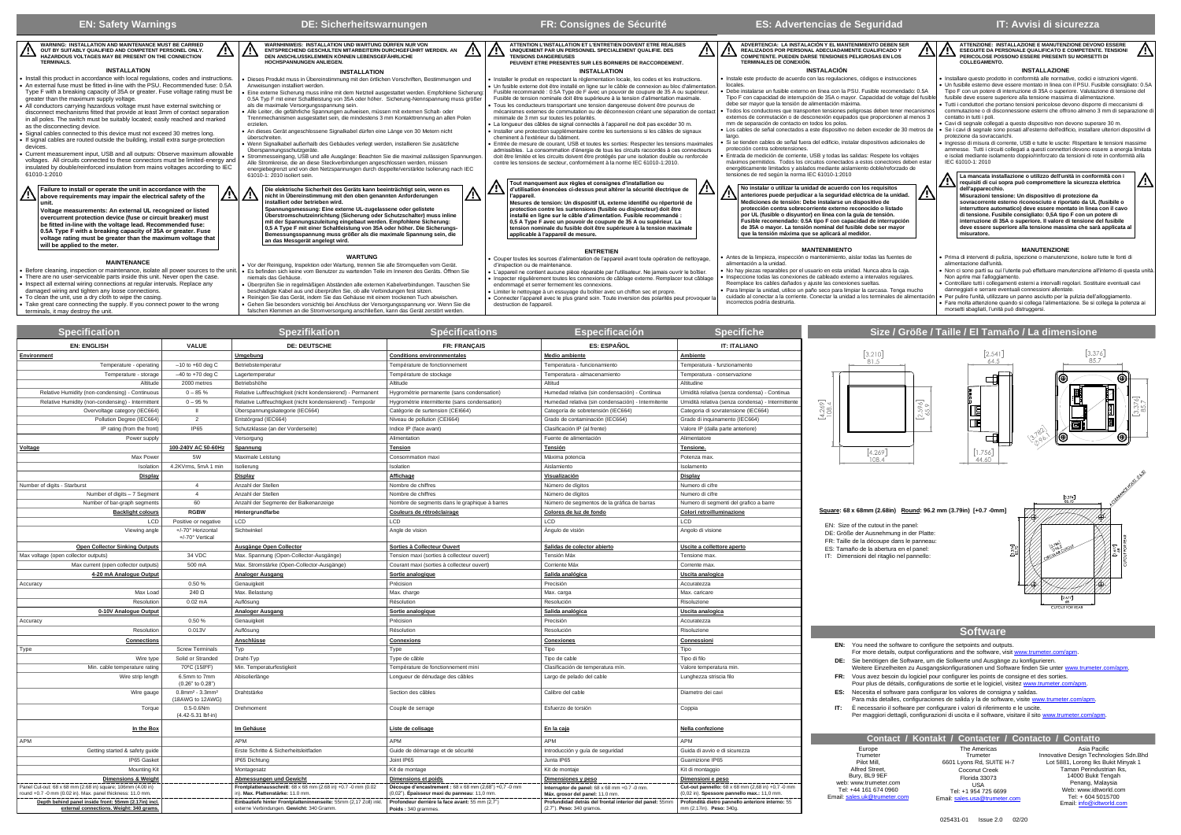## EN: Safety Warnings

**WARNING: INSTALLATION AND MAINTENANCE MUST BE CARRIED OUT BY SUITABLY QUALIFIED AND COMPETENT PERSONNEL ONLY. HAZARDOUS VOLTAGES MAY BE PRESENT ON THE CONNECTION TERMINALS.**

### INSTALLATION

- Install this product in accordance with local regulations, codes and instructions.
- An external fuse must be fitted in-line with the PSU. Recommended fuse: 0.5A Type F with a breaking capacity of 35A or greater. Fuse voltage rating must be greater than the maximum supply voltage.
- All conductors carrying hazardous voltage must have external switching or disconnect mechanisms fitted that provide at least 3mm of contact separation in all poles. The switch must be suitably located; easily reached and marked as the disconnecting device.
- Signal cables connected to this device must not exceed 30 metres long.
- If signal cables are routed outside the building, install extra surge-protection devices.
- Current measurement input, USB and all outputs: Observe maximum allowable voltages. All circuits connected to these connectors must be limited-energy and insulated by double/reinforced insulation from mains voltages according to IEC 61010-1:2010

**Failure to install or operate the unit in accordance with the above requirements may impair the electrical safety of the unit.**
**Voltage measurements: An external UL recognized or listed overcurrent protection device (fuse or circuit breaker) must be fitted in-line with the voltage lead. Recommended fuse: 0.5A Type F with a breaking capacity of 35A or greater. Fuse voltage rating must be greater than the maximum voltage that will be applied to the meter.**

### MAINTENANCE

- Before cleaning, inspection or maintenance, isolate all power sources to the unit.
- There are no user-serviceable parts inside this unit. Never open the case.
- Inspect all external wiring connections at regular intervals. Replace any damaged wiring and tighten any loose connections.
- To clean the unit, use a dry cloth to wipe the casing.
- Take great care connecting the supply. If you connect power to the wrong terminals, it may destroy the unit.

## DE: Sicherheitswarnungen

**WARNHINWEIS: INSTALLATION UND WARTUNG DÜRFEN NUR VON ENTSPRECHEND GESCHULTEN MITARBEITERN DURCHGEFÜHRT WERDEN. AN DEN ANSCHLUSSKLEMMEN KÖNNEN LEBENSGEFÄHRLICHE HOCHSPANNUNGEN ANLIEGEN.**

### INSTALLATION

- Dieses Produkt muss in Übereinstimmung mit den örtlichen Vorschriften, Bestimmungen und Anweisungen installiert werden.
- Eine externe Sicherung muss inline mit dem Netzteil ausgestattet werden. Empfohlene Sicherung: 0,5A Typ F mit einer Schaltleistung von 35A oder höher. Sicherung-Nennspannung muss größer als die maximale Versorgungsspannung sein.
- Alle Leiter, die gefährliche Spannungen aufweisen, müssen mit externen Schalt- oder Trennmechanismen ausgestattet sein, die mindestens 3 mm Kontakttrennung an allen Polen erzielen.
- An dieses Gerät angeschlossene Signalkabel dürfen eine Länge von 30 Metern nicht überschreiten.
- Wenn Signalkabel außerhalb des Gebäudes verlegt werden, installieren Sie zusätzliche Überspannungsschutzgeräte.
- Strommesseingang, USB und alle Ausgänge: Beachten Sie die maximal zulässigen Spannungen. Alle Stromkreise, die an diese Steckverbindungen angeschlossen werden, müssen energiebegrenzt und von den Netzspannungen durch doppelte/verstärkte Isolierung nach IEC 61010-1: 2010 isoliert sein.

**Die elektrische Sicherheit des Geräts kann beeinträchtigt sein, wenn es nicht in Übereinstimmung mit den oben genannten Anforderungen installiert oder betrieben wird.**
**Spannungsmessung: Eine externe UL-zugelassene oder gelistete Überstromschutzeinrichtung (Sicherung oder Schutzschalter) muss inline mit der Spannungszuleitung eingebaut werden. Empfohlene Sicherung: 0,5 A Type F mit einer Schaltleistung von 35A oder höher. Die Sicherungs-Bemessungsspannung muss größer als die maximale Spannung sein, die an das Messgerät angelegt wird.**

### WARTUNG

- Vor der Reinigung, Inspektion oder Wartung, trennen Sie alle Stromquellen vom Gerät.
- Es befinden sich keine vom Benutzer zu wartenden Teile im Inneren des Geräts. Öffnen Sie niemals das Gehäuse.
- Überprüfen Sie in regelmäßigen Abständen alle externen Kabelverbindungen. Tauschen Sie beschädigte Kabel aus und überprüfen Sie, ob alle Verbindungen fest sitzen.
- Reinigen Sie das Gerät, indem Sie das Gehäuse mit einem trockenen Tuch abwischen.
- Gehen Sie besonders vorsichtig bei Anschluss der Versorgungsspannung vor. Wenn Sie die falschen Klemmen an die Stromversorgung anschließen, kann das Gerät zerstört werden.

## FR: Consignes de Sécurité

**ATTENTION L'INSTALLATION ET L'ENTRETIEN DOIVENT ETRE REALISES UNIQUEMENT PAR UN PERSONNEL SPECIALEMENT QUALIFIE. DES TENSIONS DANGEREUSES PEUVENT ETRE PRESENTES SUR LES BORNIERS DE RACCORDEMENT.**

### INSTALLATION

- Installer le produit en respectant la réglementation locale, les codes et les instructions.
- Un fusible externe doit être installé en ligne sur le câble de connexion au bloc d'alimentation. Fusible recommandé : 0.5A Type de F avec un pouvoir de coupure de 35 A ou supérieur. Fusible de tension nominale doit être supérieure à la tension d'alimentation maximale.
- Tous les conducteurs transportant une tension dangereuse doivent être pourvus de mécanismes externes de commutation ou de déconnexion créant une séparation de contact minimale de 3 mm sur toutes les polarités.
- La longueur des câbles de signal connectés à l'appareil ne doit pas excéder 30 m.
- Installer une protection supplémentaire contre les surtensions si les câbles de signaux cheminent à l'extérieur du bâtiment.
- Entrée de mesure de courant, USB et toutes les sorties: Respecter les tensions maximales admissibles. La consommation d'énergie de tous les circuits raccordés à ces connecteurs doit être limitée et les circuits doivent être protégés par une isolation double ou renforcée contre les tensions de secteur, conformément à la norme IEC 61010-1:2010.

**Tout manquement aux règles et consignes d'installation ou d'utilisation énoncées ci-dessus peut altérer la sécurité électrique de l'appareil.**
**Mesures de tension: Un dispositif UL externe identifié ou répertorié de protection contre les surtensions (fusible ou disjoncteur) doit être installé en ligne sur le câble d'alimentation. Fusible recommandé : 0,5 A Type F avec un pouvoir de coupure de 35 A ou supérieur. La tension nominale du fusible doit être supérieure à la tension maximale applicable à l'appareil de mesure.**

### ENTRETIEN

- Couper toutes les sources d'alimentation de l'appareil avant toute opération de nettoyage, d'inspection ou de maintenance.
- L'appareil ne contient aucune pièce réparable par l'utilisateur. Ne jamais ouvrir le boîtier.
- Inspecter régulièrement toutes les connexions de câblage externe. Remplacer tout câblage endommagé et serrer fermement les connexions.
- Limiter le nettoyage à un essuyage du boîtier avec un chiffon sec et propre.
- Connecter l'appareil avec le plus grand soin. Toute inversion des polarités peut provoquer la destruction de l'appareil.

## ES: Advertencias de Seguridad

**ADVERTENCIA: LA INSTALACIÓN Y EL MANTENIMIENTO DEBEN SER REALIZADOS POR PERSONAL ADECUADAMENTE CUALIFICADO Y COMPETENTE. PUEDEN DARSE TENSIONES PELIGROSAS EN LOS TERMINALES DE CONEXIÓN.**

### INSTALACIÓN

- Instale este producto de acuerdo con las regulaciones, códigos e instrucciones locales.
- Debe instalarse un fusible externo en línea con la PSU. Fusible recomendado: 0.5A Tipo F con capacidad de interrupción de 35A o mayor. Capacidad de voltaje del fusible debe ser mayor que la tensión de alimentación máxima.
- Todos los conductores que transporten tensiones peligrosas deben tener mecanismos externos de conmutación o de desconexión equipados que proporcionen al menos 3 mm de separación de contacto en todos los polos.
- Los cables de señal conectados a este dispositivo no deben exceder de 30 metros de largo.
- Si se tienden cables de señal fuera del edificio, instalar dispositivos adicionales de protección contra sobretensiones.
- Entrada de medición de corriente, USB y todas las salidas: Respete los voltajes máximos permitidos. Todos los circuitos conectados a estos conectores deben estar energéticamente limitados y aislados mediante aislamiento doble/reforzado de tensiones de red según la norma IEC 61010-1:2010

**No instalar o utilizar la unidad de acuerdo con los requisitos anteriores puede perjudicar a la seguridad eléctrica de la unidad.**
**Mediciones de tensión: Debe instalarse un dispositivo de protección contra sobrecorriente externo reconocido o listado por UL (fusible o disyuntor) en línea con la guía de tensión. Fusible recomendado: 0.5A tipo F con capacidad de interrupción de 35A o mayor. La tensión nominal del fusible debe ser mayor que la tensión máxima que se aplicará al medidor.**

### MANTENIMIENTO

- Antes de la limpieza, inspección o mantenimiento, aislar todas las fuentes de alimentación a la unidad.
- No hay piezas reparables por el usuario en esta unidad. Nunca abra la caja.
- Inspeccione todas las conexiones de cableado externo a intervalos regulares. Reemplace los cables dañados y ajuste las conexiones sueltas.
- Para limpiar la unidad, utilice un paño seco para limpiar la carcasa. Tenga mucho cuidado al conectar a la corriente. Conectar la unidad a los terminales de alimentación incorrectos podría destruirla.

## IT: Avvisi di sicurezza

**ATTENZIONE: INSTALLAZIONE E MANUTENZIONE DEVONO ESSERE ESEGUITE DA PERSONALE QUALIFICATO E COMPETENTE. TENSIONI PERICOLOSE POSSONO ESSERE PRESENTI SU MORSETTI DI COLLEGAMENTO.**

### INSTALLAZIONE

- Installare questo prodotto in conformità alle normative, codici e istruzioni vigenti.
- Un fusibile esterno deve essere montato in linea con il PSU. Fusibile consigliato: 0.5A Tipo F con un potere di interruzione di 35A o superiore. Valutazione di tensione del fusibile deve essere superiore alla tensione massima di alimentazione.
- Tutti i conduttori che portano tensioni pericolose devono disporre di meccanismi di commutazione o di disconnessione esterni che offrono almeno 3 mm di separazione di contatto in tutti i poli.
- Cavi di segnale collegati a questo dispositivo non devono superare 30 m.
- Se i cavi di segnale sono posati all'esterno dell'edificio, installare ulteriori dispositivi di protezione da sovraccarichi.
- Ingresso di misura di corrente, USB e tutte le uscite: Rispettare le tensioni massime ammesse. Tutti i circuiti collegati a questi connettori devono essere a energia limitata e isolati mediante isolamento doppio/rinforzato da tensioni di rete in conformità alla IEC 61010-1: 2010

**La mancata installazione o utilizzo dell'unità in conformità con i requisiti di cui sopra può compromettere la sicurezza elettrica dell'apparecchio.**
**Misurazioni tensione: Un dispositivo di protezione da sovracorrente esterno riconosciuto e riportato da UL (fusibile o interruttore automatico) deve essere montato in linea con il cavo di tensione. Fusibile consigliato: 0,5A tipo F con un potere di interruzione di 35A o superiore. Il valore di tensione del fusibile deve essere superiore alla tensione massima che sarà applicata al misuratore.**

### MANUTENZIONE

- Prima di interventi di pulizia, ispezione o manutenzione, isolare tutte le fonti di alimentazione dall'unità.
- Non ci sono parti su cui l'utente può effettuare manutenzione all'interno di questa unità. Non aprire mai l'alloggiamento.
- Controllare tutti i collegamenti esterni a intervalli regolari. Sostituire eventuali cavi danneggiati e serrare eventuali connessioni allentate.
- Per pulire l'unità, utilizzare un panno asciutto per la pulizia dell'alloggiamento.
- Fare molta attenzione quando si collega l'alimentazione. Se si collega la potenza ai morsetti sbagliati, l'unità può distruggersi.

## Specification / Spezifikation / Spécifications / Especificación / Specifiche

| EN: ENGLISH | VALUE | DE: DEUTSCHE | FR: FRANÇAIS | ES: ESPAÑOL | IT: ITALIANO |
|---|---|---|---|---|---|
| **Environment** | | **Umgebung** | **Conditions environnementales** | **Medio ambiente** | **Ambiente** |
| Temperature - operating | –10 to +60 deg C | Betriebstemperatur | Température de fonctionnement | Temperatura - funcionamiento | Temperatura - funzionamento |
| Temperature - storage | –40 to +70 deg C | Lagertemperatur | Température de stockage | Temperatura - almacenamiento | Temperatura - conservazione |
| Altitude | 2000 metres | Betriebshöhe | Altitude | Altitud | Altitudine |
| Relative Humidity (non-condensing) - Continuous | 0 – 85 % | Relative Luftfeuchtigkeit (nicht kondensierend) - Permanent | Hygrométrie permanente (sans condensation) | Humedad relativa (sin condensación) - Continua | Umidità relativa (senza condensa) - Continua |
| Relative Humidity (non-condensing) - Intermittent | 0 – 95 % | Relative Luftfeuchtigkeit (nicht kondensierend) - Temporär | Hygrométrie intermittente (sans condensation) | Humedad relativa (sin condensación) - Intermitente | Umidità relativa (senza condensa) - Intermittente |
| Overvoltage category (IEC664) | II | Überspannungskategorie (IEC664) | Catégorie de surtension (CEI664) | Categoría de sobretensión (IEC664) | Categoria di sovratensione (IEC664) |
| Pollution Degree (IEC664) | 2 | Entstörgrad (IEC664) | Niveau de pollution (CEI664) | Grado de contaminación (IEC664) | Grado di inquinamento (IEC664) |
| IP rating (from the front) | IP65 | Schutzklasse (an der Vorderseite) | Indice IP (face avant) | Clasificación IP (al frente) | Valore IP (dalla parte anteriore) |
| Power supply | | Versorgung | Alimentation | Fuente de alimentación | Alimentatore |
| **Voltage** | **100-240V AC 50-60Hz** | **Spannung** | **Tension** | **Tensión** | **Tensione.** |
| Max Power | 5W | Maximale Leistung | Consommation maxi | Máxima potencia | Potenza max. |
| Isolation | 4.2KVrms, 5mA 1 min | Isolierung | Isolation | Aislamiento | Isolamento |
| **Display** | | **Display** | **Affichage** | **Visualización** | **Display** |
| Number of digits - Starburst | 4 | Anzahl der Stellen | Nombre de chiffres | Número de dígitos | Numero di cifre |
| Number of digits – 7 Segment | 4 | Anzahl der Stellen | Nombre de chiffres | Número de dígitos | Numero di cifre |
| Number of bar-graph segments | 60 | Anzahl der Segmente der Balkenanzeige | Nombre de segments dans le graphique à barres | Número de segmentos de la gráfica de barras | Numero di segmenti del grafico a barre |
| **Backlight colours** | **RGBW** | **Hintergrundfarbe** | **Couleurs de rétroéclairage** | **Colores de luz de fondo** | **Colori retroilluminazione** |
| LCD | Positive or negative | LCD | LCD | LCD | LCD |
| Viewing angle | +/-70° Horizontal +/-70° Vertical | Sichtwinkel | Angle de vision | Ángulo de visión | Angolo di visione |
| **Open Collector Sinking Outputs** | | **Ausgänge Open Collector** | **Sorties à Collecteur Ouvert** | **Salidas de colector abierto** | **Uscite a collettore aperto** |
| Max voltage (open collector outputs) | 34 VDC | Max. Spannung (Open-Collector-Ausgänge) | Tension maxi (sorties à collecteur ouvert) | Tensión Máx | Tensione max. |
| Max current (open collector outputs) | 500 mA | Max. Stromstärke (Open-Collector-Ausgänge) | Courant maxi (sorties à collecteur ouvert) | Corriente Máx | Corrente max. |
| **4-20 mA Analogue Output** | | **Analoger Ausgang** | **Sortie analogique** | **Salida analógica** | **Uscita analogica** |
| Accuracy | 0.50 % | Genauigkeit | Précision | Precisión | Accuratezza |
| Max Load | 240 Ω | Max. Belastung | Max. charge | Max. carga | Max. caricare |
| Resolution | 0.02 mA | Auflösung | Résolution | Resolución | Risoluzione |
| **0-10V Analogue Output** | | **Analoger Ausgang** | **Sortie analogique** | **Salida analógica** | **Uscita analogica** |
| Accuracy | 0.50 % | Genauigkeit | Précision | Precisión | Accuratezza |
| Resolution | 0.013V | Auflösung | Résolution | Resolución | Risoluzione |
| **Connections** | | **Anschlüsse** | **Connexions** | **Conexiones** | **Connessioni** |
| Type | Screw Terminals | Typ | Type | Tipo | Tipo |
| Wire type | Solid or Stranded | Draht-Typ | Type de câble | Tipo de cable | Tipo di filo |
| Min. cable temperature rating | 70ºC (158ºF) | Min. Temperaturfestigkeit | Température de fonctionnement mini | Clasificación de temperatura mín. | Valore temperatura min. |
| Wire strip length | 6.5mm to 7mm (0.26" to 0.28") | Abisolierlänge | Longueur de dénudage des câbles | Largo de pelado del cable | Lunghezza striscia filo |
| Wire gauge | 0.8mm² - 3.3mm² (18AWG to 12AWG) | Drahtstärke | Section des câbles | Calibre del cable | Diametro dei cavi |
| Torque | 0.5-0.6Nm (4.42-5.31 lbf-in) | Drehmoment | Couple de serrage | Esfuerzo de torsión | Coppia |
| **In the Box** | | **Im Gehäuse** | **Liste de colisage** | **En la caja** | **Nella confezione** |
| APM | | APM | APM | APM | APM |
| Getting started & safety guide | | Erste Schritte & Sicherheitsleitfaden | Guide de démarrage et de sécurité | Introducción y guía de seguridad | Guida di avvio e di sicurezza |
| IP65 Gasket | | IP65 Dichtung | Joint IP65 | Junta IP65 | Guarnizione IP65 |
| Mounting Kit | | Montagesatz | Kit de montage | Kit de montaje | Kit di montaggio |
| **Dimensions & Weight** | | **Abmessungen und Gewicht** | **Dimensions et poids** | **Dimensiones y peso** | **Dimensioni e peso** |
| Panel Cut-out: 68 x 68 mm (2.68 in) square, 106mm (4.00 in) round +0.7 -0 mm (0.02 in). Max. panel thickness: 11.0 mm. | | **Frontplattenausschnitt**: 68 x 68 mm (2.68 in) +0,7 -0 mm (0.02 in). **Max. Plattenstärke**: 11.0 mm. | **Découpe d'encastrement** : 68 x 68 mm (2,68") +0,7 -0 mm (0,02"). **Épaisseur maxi du panneau**: 11,0 mm. | **Interruptor de panel**: 68 x 68 mm +0.7 -0 mm. **Máx. grosor del panel**: 11.0 mm. | **Cut-out pannello**: 68 x 68 mm (2,68 in) +0,7 -0 mm (0,02 in). **Spessore pannello max.**: 11,0 mm. |
| **Depth behind panel inside front: 55mm (2.17in) incl. external connections. Weight: 340 grams.** | | **Einbautiefe hinter Frontplatteninnenseite**: 55mm (2,17 Zoll) inkl. externe Verbindungen. **Gewicht**: 340 Gramm. | **Profondeur derrière la face avant**: 55 mm (2,7") **Poids** : 340 grammes. | **Profundidad detrás del frontal interior del panel**: 55mm (2,7"). **Peso**: 340 gramos. | **Profondità dietro pannello anteriore interno**: 55 mm (2,17in). **Peso**: 340g. |

## Size / Größe / Taille / El Tamaño / La dimensione

[3.210]
81.5

[2.541]
64.5

[3.376]
85.7

[4.269]
108.4

[2.596]
65.9

[3.376]
85.7

[4.269]
108.4

[1.756]
44.60

[3.780]
96.0

[2.70]
68.58

CUTOUT FOR REAR

**Square: 68 x 68mm (2.68in) Round: 96.2 mm (3.79in) [+0.7 -0mm]**

EN: Size of the cutout in the panel:
DE: Größe der Ausnehmung in der Platte:
FR: Taille de la découpe dans le panneau:
ES: Tamaño de la abertura en el panel:
IT: Dimensioni del ritaglio nel pannello:

## Software

**EN:** You need the software to configure the setpoints and outputs.
For more details, output configurations and the software, visit www.trumeter.com/apm.

**DE:** Sie benötigen die Software, um die Sollwerte und Ausgänge zu konfigurieren.
Weitere Einzelheiten zu Ausgangskonfigurationen und Software finden Sie unter www.trumeter.com/apm.

**FR:** Vous avez besoin du logiciel pour configurer les points de consigne et des sorties.
Pour plus de détails, configurations de sortie et le logiciel, visitez www.trumeter.com/apm.

**ES:** Necesita el software para configurar los valores de consigna y salidas.
Para más detalles, configuraciones de salida y la de software, visite www.trumeter.com/apm.

**IT:** È necessario il software per configurare i valori di riferimento e le uscite.
Per maggiori dettagli, configurazioni di uscita e il software, visitare il sito www.trumeter.com/apm.

## Contact / Kontakt / Contacter / Contacto / Contatto

**Europe**
Trumeter
Pilot Mill,
Alfred Street,
Bury, BL9 9EF
web: www.trumeter.com
Tel: +44 161 674 0960
Email: sales.uk@trumeter.com

**The Americas**
Trumeter
6601 Lyons Rd, SUITE H-7
Coconut Creek
Florida 33073
USA
Tel: +1 954 725 6699
Email: sales.usa@trumeter.com

**Asia Pacific**
Innovative Design Technologies Sdn.Bhd
Lot 5881, Lorong Iks Bukit Minyak 1
Taman Perindustrian Iks,
14000 Bukit Tengah
Penang, Malaysia
Web: www.idtworld.com
Tel: + 604 5015700
Email: info@idtworld.com

025431-01 Issue 2.0 02/20